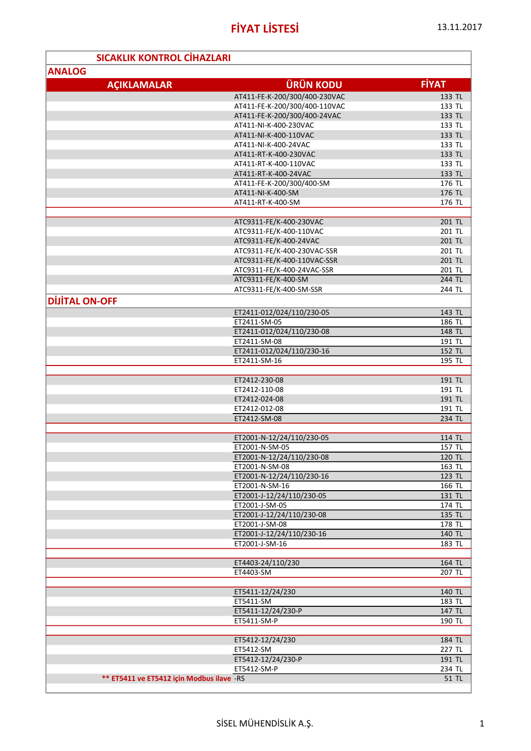# FİYAT LİSTESİ

13.11.2017

## SICAKLIK KONTROL CİHAZLARI

### ANALOG

| AÇIKLAMALAR | ÜRÜN KODU | FİYAT |
|---|---|---|
| | AT411-FE-K-200/300/400-230VAC | 133 TL |
| | AT411-FE-K-200/300/400-110VAC | 133 TL |
| | AT411-FE-K-200/300/400-24VAC | 133 TL |
| | AT411-NI-K-400-230VAC | 133 TL |
| | AT411-NI-K-400-110VAC | 133 TL |
| | AT411-NI-K-400-24VAC | 133 TL |
| | AT411-RT-K-400-230VAC | 133 TL |
| | AT411-RT-K-400-110VAC | 133 TL |
| | AT411-RT-K-400-24VAC | 133 TL |
| | AT411-FE-K-200/300/400-SM | 176 TL |
| | AT411-NI-K-400-SM | 176 TL |
| | AT411-RT-K-400-SM | 176 TL |
| | | |
| | ATC9311-FE/K-400-230VAC | 201 TL |
| | ATC9311-FE/K-400-110VAC | 201 TL |
| | ATC9311-FE/K-400-24VAC | 201 TL |
| | ATC9311-FE/K-400-230VAC-SSR | 201 TL |
| | ATC9311-FE/K-400-110VAC-SSR | 201 TL |
| | ATC9311-FE/K-400-24VAC-SSR | 201 TL |
| | ATC9311-FE/K-400-SM | 244 TL |
| | ATC9311-FE/K-400-SM-SSR | 244 TL |

### DİJİTAL ON-OFF

| AÇIKLAMALAR | ÜRÜN KODU | FİYAT |
|---|---|---|
| | ET2411-012/024/110/230-05 | 143 TL |
| | ET2411-SM-05 | 186 TL |
| | ET2411-012/024/110/230-08 | 148 TL |
| | ET2411-SM-08 | 191 TL |
| | ET2411-012/024/110/230-16 | 152 TL |
| | ET2411-SM-16 | 195 TL |
| | | |
| | ET2412-230-08 | 191 TL |
| | ET2412-110-08 | 191 TL |
| | ET2412-024-08 | 191 TL |
| | ET2412-012-08 | 191 TL |
| | ET2412-SM-08 | 234 TL |
| | | |
| | ET2001-N-12/24/110/230-05 | 114 TL |
| | ET2001-N-SM-05 | 157 TL |
| | ET2001-N-12/24/110/230-08 | 120 TL |
| | ET2001-N-SM-08 | 163 TL |
| | ET2001-N-12/24/110/230-16 | 123 TL |
| | ET2001-N-SM-16 | 166 TL |
| | ET2001-J-12/24/110/230-05 | 131 TL |
| | ET2001-J-SM-05 | 174 TL |
| | ET2001-J-12/24/110/230-08 | 135 TL |
| | ET2001-J-SM-08 | 178 TL |
| | ET2001-J-12/24/110/230-16 | 140 TL |
| | ET2001-J-SM-16 | 183 TL |
| | | |
| | ET4403-24/110/230 | 164 TL |
| | ET4403-SM | 207 TL |
| | | |
| | ET5411-12/24/230 | 140 TL |
| | ET5411-SM | 183 TL |
| | ET5411-12/24/230-P | 147 TL |
| | ET5411-SM-P | 190 TL |
| | | |
| | ET5412-12/24/230 | 184 TL |
| | ET5412-SM | 227 TL |
| | ET5412-12/24/230-P | 191 TL |
| | ET5412-SM-P | 234 TL |
| ** ET5411 ve ET5412 için Modbus ilave | -RS | 51 TL |

SİSEL MÜHENDİSLİK A.Ş.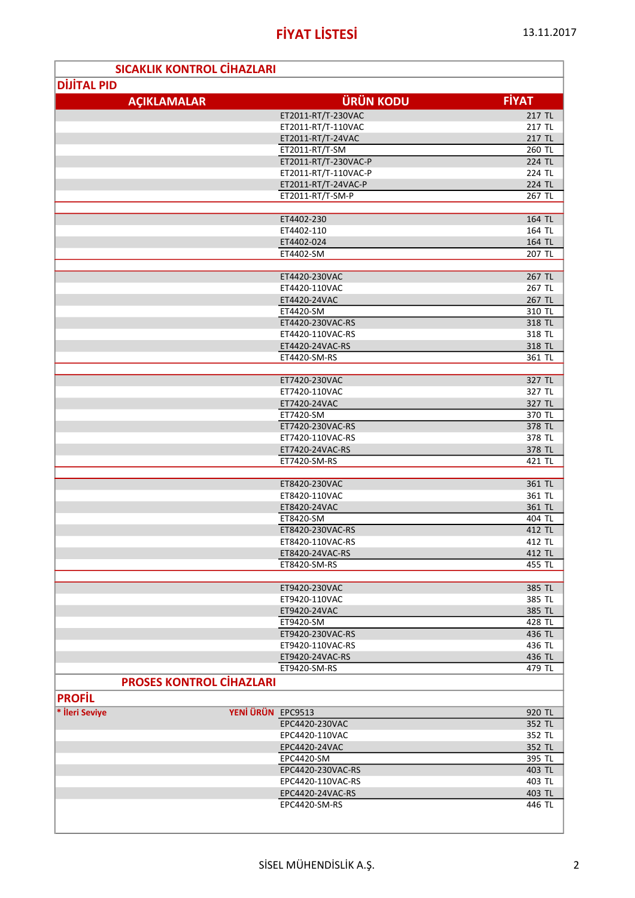# FİYAT LİSTESİ

13.11.2017

## SICAKLIK KONTROL CİHAZLARI

### DİJİTAL PID

| AÇIKLAMALAR | ÜRÜN KODU | FİYAT |
|---|---|---|
| | ET2011-RT/T-230VAC | 217 TL |
| | ET2011-RT/T-110VAC | 217 TL |
| | ET2011-RT/T-24VAC | 217 TL |
| | ET2011-RT/T-SM | 260 TL |
| | ET2011-RT/T-230VAC-P | 224 TL |
| | ET2011-RT/T-110VAC-P | 224 TL |
| | ET2011-RT/T-24VAC-P | 224 TL |
| | ET2011-RT/T-SM-P | 267 TL |
| | | |
| | ET4402-230 | 164 TL |
| | ET4402-110 | 164 TL |
| | ET4402-024 | 164 TL |
| | ET4402-SM | 207 TL |
| | | |
| | ET4420-230VAC | 267 TL |
| | ET4420-110VAC | 267 TL |
| | ET4420-24VAC | 267 TL |
| | ET4420-SM | 310 TL |
| | ET4420-230VAC-RS | 318 TL |
| | ET4420-110VAC-RS | 318 TL |
| | ET4420-24VAC-RS | 318 TL |
| | ET4420-SM-RS | 361 TL |
| | | |
| | ET7420-230VAC | 327 TL |
| | ET7420-110VAC | 327 TL |
| | ET7420-24VAC | 327 TL |
| | ET7420-SM | 370 TL |
| | ET7420-230VAC-RS | 378 TL |
| | ET7420-110VAC-RS | 378 TL |
| | ET7420-24VAC-RS | 378 TL |
| | ET7420-SM-RS | 421 TL |
| | | |
| | ET8420-230VAC | 361 TL |
| | ET8420-110VAC | 361 TL |
| | ET8420-24VAC | 361 TL |
| | ET8420-SM | 404 TL |
| | ET8420-230VAC-RS | 412 TL |
| | ET8420-110VAC-RS | 412 TL |
| | ET8420-24VAC-RS | 412 TL |
| | ET8420-SM-RS | 455 TL |
| | | |
| | ET9420-230VAC | 385 TL |
| | ET9420-110VAC | 385 TL |
| | ET9420-24VAC | 385 TL |
| | ET9420-SM | 428 TL |
| | ET9420-230VAC-RS | 436 TL |
| | ET9420-110VAC-RS | 436 TL |
| | ET9420-24VAC-RS | 436 TL |
| | ET9420-SM-RS | 479 TL |

## PROSES KONTROL CİHAZLARI

### PROFİL

| AÇIKLAMALAR | ÜRÜN KODU | FİYAT |
|---|---|---|
| * İleri Seviye — YENİ ÜRÜN | EPC9513 | 920 TL |
| | EPC4420-230VAC | 352 TL |
| | EPC4420-110VAC | 352 TL |
| | EPC4420-24VAC | 352 TL |
| | EPC4420-SM | 395 TL |
| | EPC4420-230VAC-RS | 403 TL |
| | EPC4420-110VAC-RS | 403 TL |
| | EPC4420-24VAC-RS | 403 TL |
| | EPC4420-SM-RS | 446 TL |

SİSEL MÜHENDİSLİK A.Ş.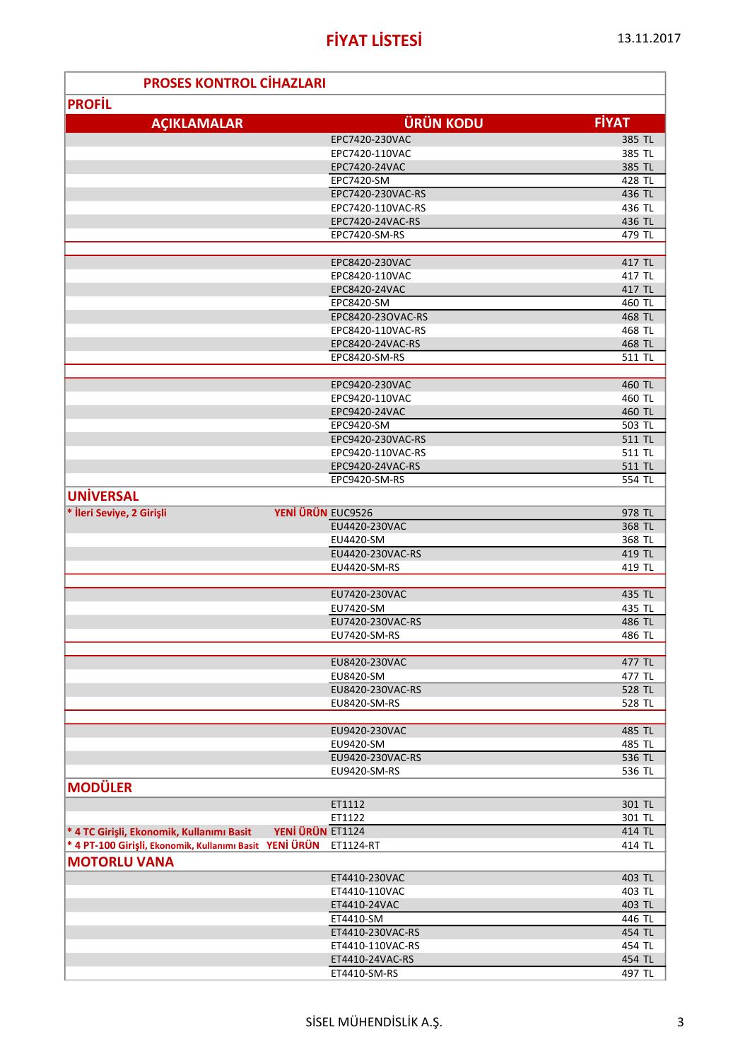# FİYAT LİSTESİ

13.11.2017

## PROSES KONTROL CİHAZLARI

### PROFİL

| AÇIKLAMALAR | ÜRÜN KODU | FİYAT |
|---|---|---|
| | EPC7420-230VAC | 385 TL |
| | EPC7420-110VAC | 385 TL |
| | EPC7420-24VAC | 385 TL |
| | EPC7420-SM | 428 TL |
| | EPC7420-230VAC-RS | 436 TL |
| | EPC7420-110VAC-RS | 436 TL |
| | EPC7420-24VAC-RS | 436 TL |
| | EPC7420-SM-RS | 479 TL |
| | | |
| | EPC8420-230VAC | 417 TL |
| | EPC8420-110VAC | 417 TL |
| | EPC8420-24VAC | 417 TL |
| | EPC8420-SM | 460 TL |
| | EPC8420-23OVAC-RS | 468 TL |
| | EPC8420-110VAC-RS | 468 TL |
| | EPC8420-24VAC-RS | 468 TL |
| | EPC8420-SM-RS | 511 TL |
| | | |
| | EPC9420-230VAC | 460 TL |
| | EPC9420-110VAC | 460 TL |
| | EPC9420-24VAC | 460 TL |
| | EPC9420-SM | 503 TL |
| | EPC9420-230VAC-RS | 511 TL |
| | EPC9420-110VAC-RS | 511 TL |
| | EPC9420-24VAC-RS | 511 TL |
| | EPC9420-SM-RS | 554 TL |

### UNİVERSAL

| AÇIKLAMALAR | ÜRÜN KODU | FİYAT |
|---|---|---|
| * İleri Seviye, 2 Girişli — YENİ ÜRÜN | EUC9526 | 978 TL |
| | EU4420-230VAC | 368 TL |
| | EU4420-SM | 368 TL |
| | EU4420-230VAC-RS | 419 TL |
| | EU4420-SM-RS | 419 TL |
| | | |
| | EU7420-230VAC | 435 TL |
| | EU7420-SM | 435 TL |
| | EU7420-230VAC-RS | 486 TL |
| | EU7420-SM-RS | 486 TL |
| | | |
| | EU8420-230VAC | 477 TL |
| | EU8420-SM | 477 TL |
| | EU8420-230VAC-RS | 528 TL |
| | EU8420-SM-RS | 528 TL |
| | | |
| | EU9420-230VAC | 485 TL |
| | EU9420-SM | 485 TL |
| | EU9420-230VAC-RS | 536 TL |
| | EU9420-SM-RS | 536 TL |

### MODÜLER

| AÇIKLAMALAR | ÜRÜN KODU | FİYAT |
|---|---|---|
| | ET1112 | 301 TL |
| | ET1122 | 301 TL |
| * 4 TC Girişli, Ekonomik, Kullanımı Basit — YENİ ÜRÜN | ET1124 | 414 TL |
| * 4 PT-100 Girişli, Ekonomik, Kullanımı Basit — YENİ ÜRÜN | ET1124-RT | 414 TL |

### MOTORLU VANA

| AÇIKLAMALAR | ÜRÜN KODU | FİYAT |
|---|---|---|
| | ET4410-230VAC | 403 TL |
| | ET4410-110VAC | 403 TL |
| | ET4410-24VAC | 403 TL |
| | ET4410-SM | 446 TL |
| | ET4410-230VAC-RS | 454 TL |
| | ET4410-110VAC-RS | 454 TL |
| | ET4410-24VAC-RS | 454 TL |
| | ET4410-SM-RS | 497 TL |

SİSEL MÜHENDİSLİK A.Ş.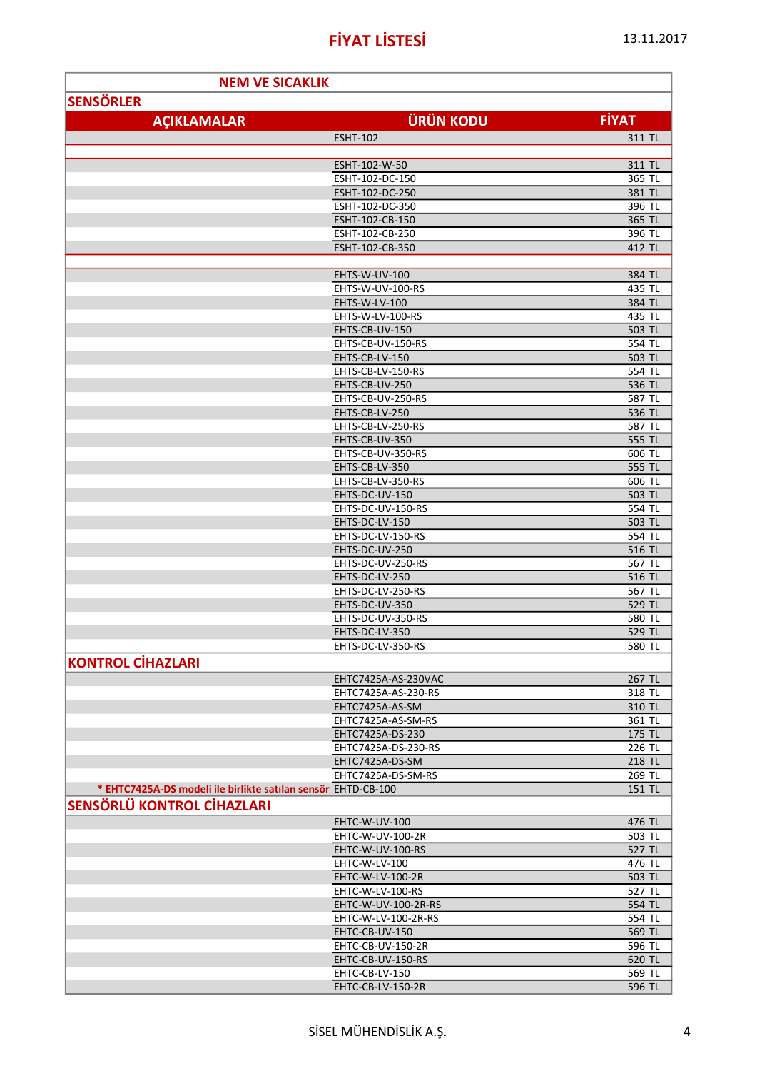# FİYAT LİSTESİ

13.11.2017

## NEM VE SICAKLIK

### SENSÖRLER

| AÇIKLAMALAR | ÜRÜN KODU | FİYAT |
|---|---|---|
| | ESHT-102 | 311 TL |
| | | |
| | ESHT-102-W-50 | 311 TL |
| | ESHT-102-DC-150 | 365 TL |
| | ESHT-102-DC-250 | 381 TL |
| | ESHT-102-DC-350 | 396 TL |
| | ESHT-102-CB-150 | 365 TL |
| | ESHT-102-CB-250 | 396 TL |
| | ESHT-102-CB-350 | 412 TL |
| | | |
| | EHTS-W-UV-100 | 384 TL |
| | EHTS-W-UV-100-RS | 435 TL |
| | EHTS-W-LV-100 | 384 TL |
| | EHTS-W-LV-100-RS | 435 TL |
| | EHTS-CB-UV-150 | 503 TL |
| | EHTS-CB-UV-150-RS | 554 TL |
| | EHTS-CB-LV-150 | 503 TL |
| | EHTS-CB-LV-150-RS | 554 TL |
| | EHTS-CB-UV-250 | 536 TL |
| | EHTS-CB-UV-250-RS | 587 TL |
| | EHTS-CB-LV-250 | 536 TL |
| | EHTS-CB-LV-250-RS | 587 TL |
| | EHTS-CB-UV-350 | 555 TL |
| | EHTS-CB-UV-350-RS | 606 TL |
| | EHTS-CB-LV-350 | 555 TL |
| | EHTS-CB-LV-350-RS | 606 TL |
| | EHTS-DC-UV-150 | 503 TL |
| | EHTS-DC-UV-150-RS | 554 TL |
| | EHTS-DC-LV-150 | 503 TL |
| | EHTS-DC-LV-150-RS | 554 TL |
| | EHTS-DC-UV-250 | 516 TL |
| | EHTS-DC-UV-250-RS | 567 TL |
| | EHTS-DC-LV-250 | 516 TL |
| | EHTS-DC-LV-250-RS | 567 TL |
| | EHTS-DC-UV-350 | 529 TL |
| | EHTS-DC-UV-350-RS | 580 TL |
| | EHTS-DC-LV-350 | 529 TL |
| | EHTS-DC-LV-350-RS | 580 TL |

### KONTROL CİHAZLARI

| AÇIKLAMALAR | ÜRÜN KODU | FİYAT |
|---|---|---|
| | EHTC7425A-AS-230VAC | 267 TL |
| | EHTC7425A-AS-230-RS | 318 TL |
| | EHTC7425A-AS-SM | 310 TL |
| | EHTC7425A-AS-SM-RS | 361 TL |
| | EHTC7425A-DS-230 | 175 TL |
| | EHTC7425A-DS-230-RS | 226 TL |
| | EHTC7425A-DS-SM | 218 TL |
| | EHTC7425A-DS-SM-RS | 269 TL |
| **\* EHTC7425A-DS modeli ile birlikte satılan sensör** | EHTD-CB-100 | 151 TL |

### SENSÖRLÜ KONTROL CİHAZLARI

| AÇIKLAMALAR | ÜRÜN KODU | FİYAT |
|---|---|---|
| | EHTC-W-UV-100 | 476 TL |
| | EHTC-W-UV-100-2R | 503 TL |
| | EHTC-W-UV-100-RS | 527 TL |
| | EHTC-W-LV-100 | 476 TL |
| | EHTC-W-LV-100-2R | 503 TL |
| | EHTC-W-LV-100-RS | 527 TL |
| | EHTC-W-UV-100-2R-RS | 554 TL |
| | EHTC-W-LV-100-2R-RS | 554 TL |
| | EHTC-CB-UV-150 | 569 TL |
| | EHTC-CB-UV-150-2R | 596 TL |
| | EHTC-CB-UV-150-RS | 620 TL |
| | EHTC-CB-LV-150 | 569 TL |
| | EHTC-CB-LV-150-2R | 596 TL |

SİSEL MÜHENDİSLİK A.Ş.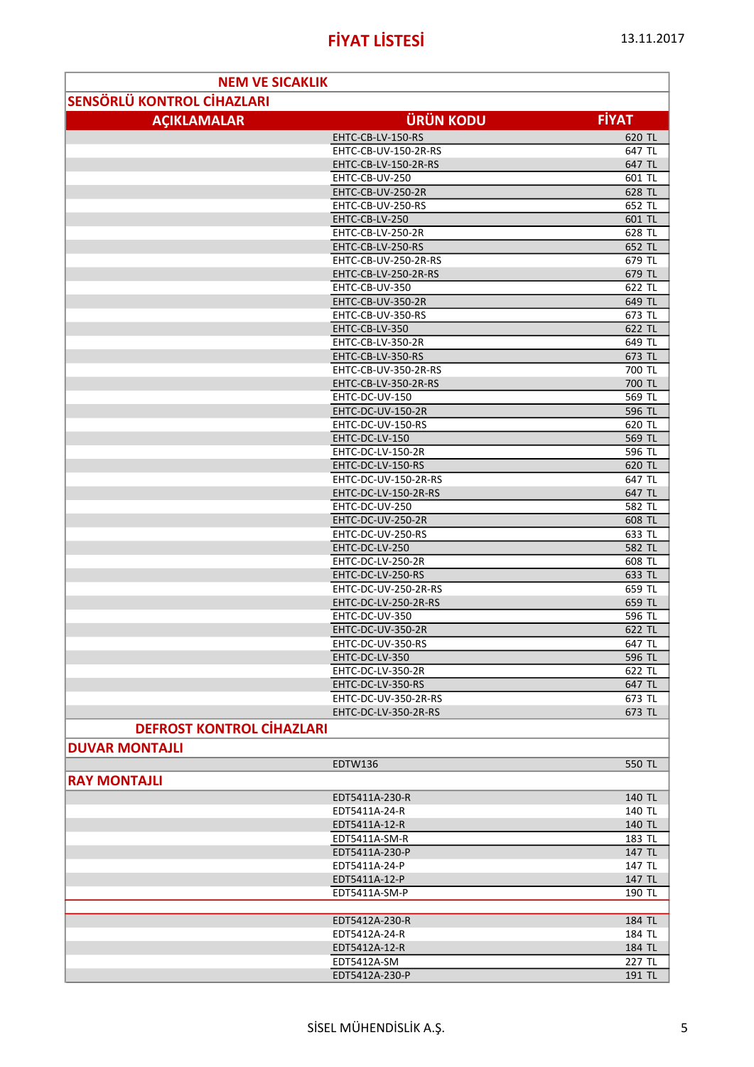# FİYAT LİSTESİ

13.11.2017

## NEM VE SICAKLIK

### SENSÖRLÜ KONTROL CİHAZLARI

| AÇIKLAMALAR | ÜRÜN KODU | FİYAT |
|---|---|---|
| | EHTC-CB-LV-150-RS | 620 TL |
| | EHTC-CB-UV-150-2R-RS | 647 TL |
| | EHTC-CB-LV-150-2R-RS | 647 TL |
| | EHTC-CB-UV-250 | 601 TL |
| | EHTC-CB-UV-250-2R | 628 TL |
| | EHTC-CB-UV-250-RS | 652 TL |
| | EHTC-CB-LV-250 | 601 TL |
| | EHTC-CB-LV-250-2R | 628 TL |
| | EHTC-CB-LV-250-RS | 652 TL |
| | EHTC-CB-UV-250-2R-RS | 679 TL |
| | EHTC-CB-LV-250-2R-RS | 679 TL |
| | EHTC-CB-UV-350 | 622 TL |
| | EHTC-CB-UV-350-2R | 649 TL |
| | EHTC-CB-UV-350-RS | 673 TL |
| | EHTC-CB-LV-350 | 622 TL |
| | EHTC-CB-LV-350-2R | 649 TL |
| | EHTC-CB-LV-350-RS | 673 TL |
| | EHTC-CB-UV-350-2R-RS | 700 TL |
| | EHTC-CB-LV-350-2R-RS | 700 TL |
| | EHTC-DC-UV-150 | 569 TL |
| | EHTC-DC-UV-150-2R | 596 TL |
| | EHTC-DC-UV-150-RS | 620 TL |
| | EHTC-DC-LV-150 | 569 TL |
| | EHTC-DC-LV-150-2R | 596 TL |
| | EHTC-DC-LV-150-RS | 620 TL |
| | EHTC-DC-UV-150-2R-RS | 647 TL |
| | EHTC-DC-LV-150-2R-RS | 647 TL |
| | EHTC-DC-UV-250 | 582 TL |
| | EHTC-DC-UV-250-2R | 608 TL |
| | EHTC-DC-UV-250-RS | 633 TL |
| | EHTC-DC-LV-250 | 582 TL |
| | EHTC-DC-LV-250-2R | 608 TL |
| | EHTC-DC-LV-250-RS | 633 TL |
| | EHTC-DC-UV-250-2R-RS | 659 TL |
| | EHTC-DC-LV-250-2R-RS | 659 TL |
| | EHTC-DC-UV-350 | 596 TL |
| | EHTC-DC-UV-350-2R | 622 TL |
| | EHTC-DC-UV-350-RS | 647 TL |
| | EHTC-DC-LV-350 | 596 TL |
| | EHTC-DC-LV-350-2R | 622 TL |
| | EHTC-DC-LV-350-RS | 647 TL |
| | EHTC-DC-UV-350-2R-RS | 673 TL |
| | EHTC-DC-LV-350-2R-RS | 673 TL |

## DEFROST KONTROL CİHAZLARI

### DUVAR MONTAJLI

| AÇIKLAMALAR | ÜRÜN KODU | FİYAT |
|---|---|---|
| | EDTW136 | 550 TL |

### RAY MONTAJLI

| AÇIKLAMALAR | ÜRÜN KODU | FİYAT |
|---|---|---|
| | EDT5411A-230-R | 140 TL |
| | EDT5411A-24-R | 140 TL |
| | EDT5411A-12-R | 140 TL |
| | EDT5411A-SM-R | 183 TL |
| | EDT5411A-230-P | 147 TL |
| | EDT5411A-24-P | 147 TL |
| | EDT5411A-12-P | 147 TL |
| | EDT5411A-SM-P | 190 TL |
| | | |
| | EDT5412A-230-R | 184 TL |
| | EDT5412A-24-R | 184 TL |
| | EDT5412A-12-R | 184 TL |
| | EDT5412A-SM | 227 TL |
| | EDT5412A-230-P | 191 TL |

SİSEL MÜHENDİSLİK A.Ş.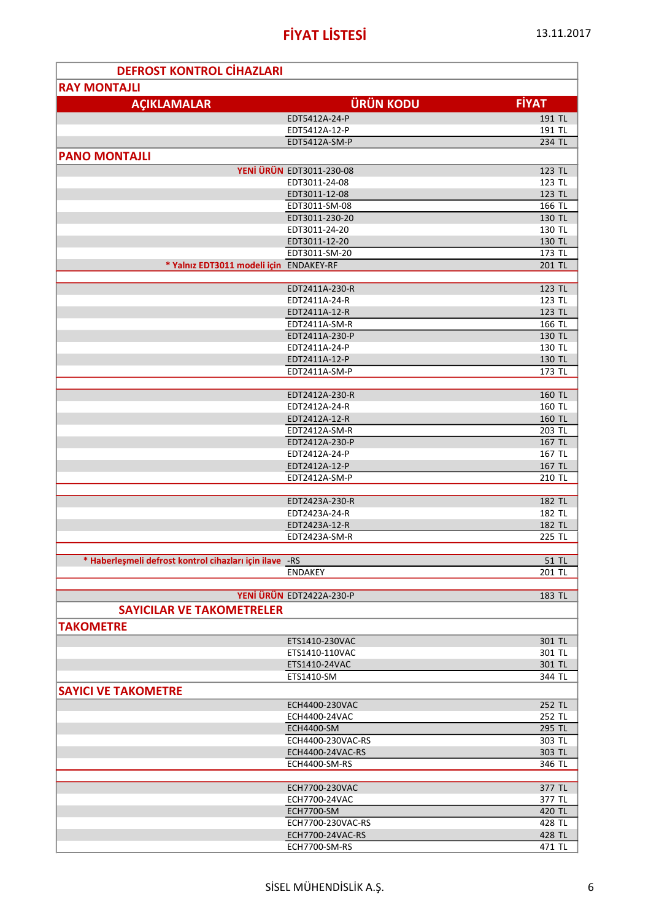# FİYAT LİSTESİ

13.11.2017

| DEFROST KONTROL CİHAZLARI | | |
|---|---|---|
| **RAY MONTAJLI** | | |
| **AÇIKLAMALAR** | **ÜRÜN KODU** | **FİYAT** |
| | EDT5412A-24-P | 191 TL |
| | EDT5412A-12-P | 191 TL |
| | EDT5412A-SM-P | 234 TL |
| **PANO MONTAJLI** | | |
| YENİ ÜRÜN | EDT3011-230-08 | 123 TL |
| | EDT3011-24-08 | 123 TL |
| | EDT3011-12-08 | 123 TL |
| | EDT3011-SM-08 | 166 TL |
| | EDT3011-230-20 | 130 TL |
| | EDT3011-24-20 | 130 TL |
| | EDT3011-12-20 | 130 TL |
| | EDT3011-SM-20 | 173 TL |
| * Yalnız EDT3011 modeli için | ENDAKEY-RF | 201 TL |
| | | |
| | EDT2411A-230-R | 123 TL |
| | EDT2411A-24-R | 123 TL |
| | EDT2411A-12-R | 123 TL |
| | EDT2411A-SM-R | 166 TL |
| | EDT2411A-230-P | 130 TL |
| | EDT2411A-24-P | 130 TL |
| | EDT2411A-12-P | 130 TL |
| | EDT2411A-SM-P | 173 TL |
| | | |
| | EDT2412A-230-R | 160 TL |
| | EDT2412A-24-R | 160 TL |
| | EDT2412A-12-R | 160 TL |
| | EDT2412A-SM-R | 203 TL |
| | EDT2412A-230-P | 167 TL |
| | EDT2412A-24-P | 167 TL |
| | EDT2412A-12-P | 167 TL |
| | EDT2412A-SM-P | 210 TL |
| | | |
| | EDT2423A-230-R | 182 TL |
| | EDT2423A-24-R | 182 TL |
| | EDT2423A-12-R | 182 TL |
| | EDT2423A-SM-R | 225 TL |
| | | |
| * Haberleşmeli defrost kontrol cihazları için ilave | -RS | 51 TL |
| | ENDAKEY | 201 TL |
| | | |
| YENİ ÜRÜN | EDT2422A-230-P | 183 TL |
| **SAYICILAR VE TAKOMETRELER** | | |
| **TAKOMETRE** | | |
| | ETS1410-230VAC | 301 TL |
| | ETS1410-110VAC | 301 TL |
| | ETS1410-24VAC | 301 TL |
| | ETS1410-SM | 344 TL |
| **SAYICI VE TAKOMETRE** | | |
| | ECH4400-230VAC | 252 TL |
| | ECH4400-24VAC | 252 TL |
| | ECH4400-SM | 295 TL |
| | ECH4400-230VAC-RS | 303 TL |
| | ECH4400-24VAC-RS | 303 TL |
| | ECH4400-SM-RS | 346 TL |
| | | |
| | ECH7700-230VAC | 377 TL |
| | ECH7700-24VAC | 377 TL |
| | ECH7700-SM | 420 TL |
| | ECH7700-230VAC-RS | 428 TL |
| | ECH7700-24VAC-RS | 428 TL |
| | ECH7700-SM-RS | 471 TL |

SİSEL MÜHENDİSLİK A.Ş.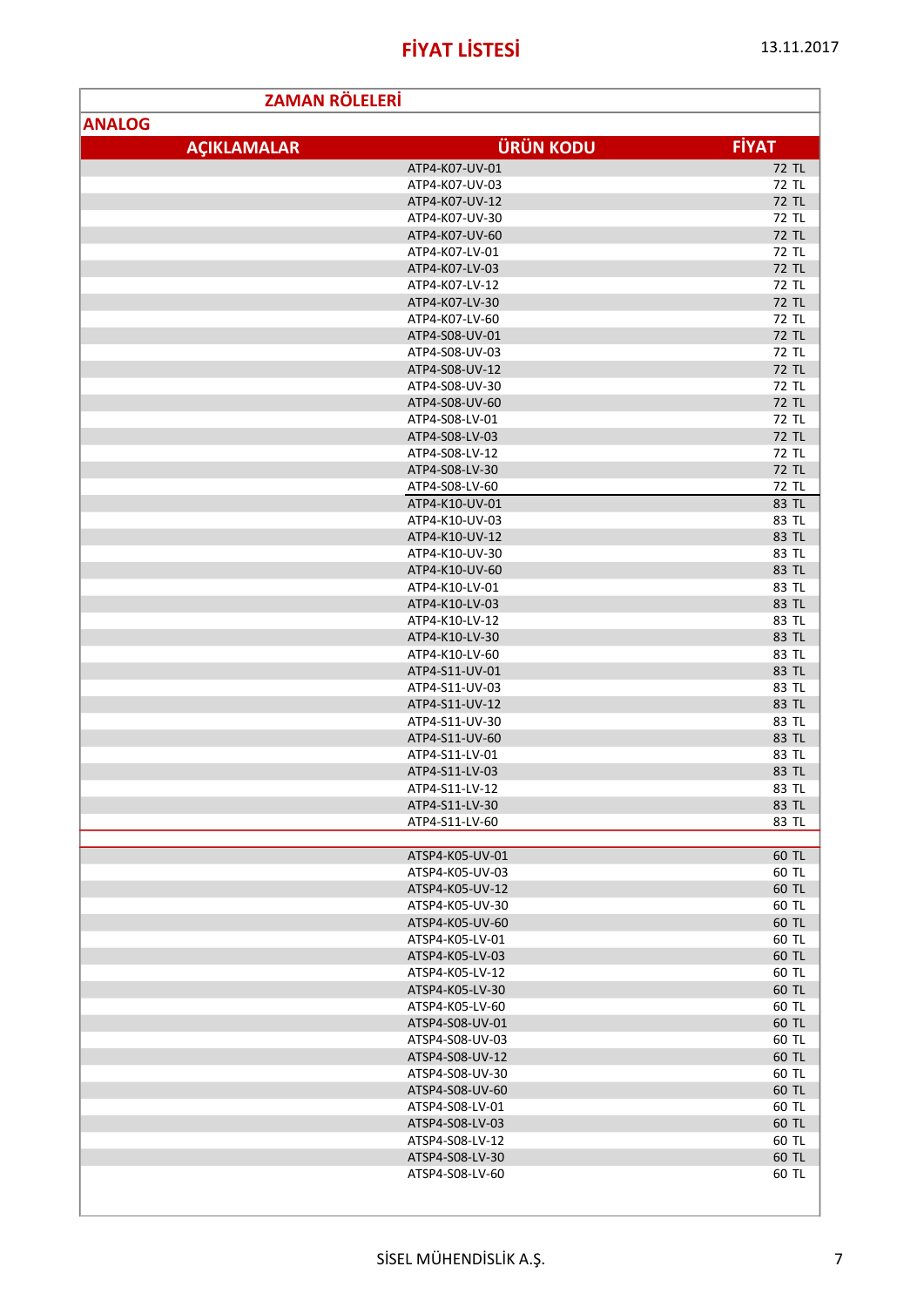# FİYAT LİSTESİ

13.11.2017

## ZAMAN RÖLELERİ

### ANALOG

| AÇIKLAMALAR | ÜRÜN KODU | FİYAT |
|---|---|---|
| | ATP4-K07-UV-01 | 72 TL |
| | ATP4-K07-UV-03 | 72 TL |
| | ATP4-K07-UV-12 | 72 TL |
| | ATP4-K07-UV-30 | 72 TL |
| | ATP4-K07-UV-60 | 72 TL |
| | ATP4-K07-LV-01 | 72 TL |
| | ATP4-K07-LV-03 | 72 TL |
| | ATP4-K07-LV-12 | 72 TL |
| | ATP4-K07-LV-30 | 72 TL |
| | ATP4-K07-LV-60 | 72 TL |
| | ATP4-S08-UV-01 | 72 TL |
| | ATP4-S08-UV-03 | 72 TL |
| | ATP4-S08-UV-12 | 72 TL |
| | ATP4-S08-UV-30 | 72 TL |
| | ATP4-S08-UV-60 | 72 TL |
| | ATP4-S08-LV-01 | 72 TL |
| | ATP4-S08-LV-03 | 72 TL |
| | ATP4-S08-LV-12 | 72 TL |
| | ATP4-S08-LV-30 | 72 TL |
| | ATP4-S08-LV-60 | 72 TL |
| | ATP4-K10-UV-01 | 83 TL |
| | ATP4-K10-UV-03 | 83 TL |
| | ATP4-K10-UV-12 | 83 TL |
| | ATP4-K10-UV-30 | 83 TL |
| | ATP4-K10-UV-60 | 83 TL |
| | ATP4-K10-LV-01 | 83 TL |
| | ATP4-K10-LV-03 | 83 TL |
| | ATP4-K10-LV-12 | 83 TL |
| | ATP4-K10-LV-30 | 83 TL |
| | ATP4-K10-LV-60 | 83 TL |
| | ATP4-S11-UV-01 | 83 TL |
| | ATP4-S11-UV-03 | 83 TL |
| | ATP4-S11-UV-12 | 83 TL |
| | ATP4-S11-UV-30 | 83 TL |
| | ATP4-S11-UV-60 | 83 TL |
| | ATP4-S11-LV-01 | 83 TL |
| | ATP4-S11-LV-03 | 83 TL |
| | ATP4-S11-LV-12 | 83 TL |
| | ATP4-S11-LV-30 | 83 TL |
| | ATP4-S11-LV-60 | 83 TL |
| | | |
| | ATSP4-K05-UV-01 | 60 TL |
| | ATSP4-K05-UV-03 | 60 TL |
| | ATSP4-K05-UV-12 | 60 TL |
| | ATSP4-K05-UV-30 | 60 TL |
| | ATSP4-K05-UV-60 | 60 TL |
| | ATSP4-K05-LV-01 | 60 TL |
| | ATSP4-K05-LV-03 | 60 TL |
| | ATSP4-K05-LV-12 | 60 TL |
| | ATSP4-K05-LV-30 | 60 TL |
| | ATSP4-K05-LV-60 | 60 TL |
| | ATSP4-S08-UV-01 | 60 TL |
| | ATSP4-S08-UV-03 | 60 TL |
| | ATSP4-S08-UV-12 | 60 TL |
| | ATSP4-S08-UV-30 | 60 TL |
| | ATSP4-S08-UV-60 | 60 TL |
| | ATSP4-S08-LV-01 | 60 TL |
| | ATSP4-S08-LV-03 | 60 TL |
| | ATSP4-S08-LV-12 | 60 TL |
| | ATSP4-S08-LV-30 | 60 TL |
| | ATSP4-S08-LV-60 | 60 TL |

SİSEL MÜHENDİSLİK A.Ş.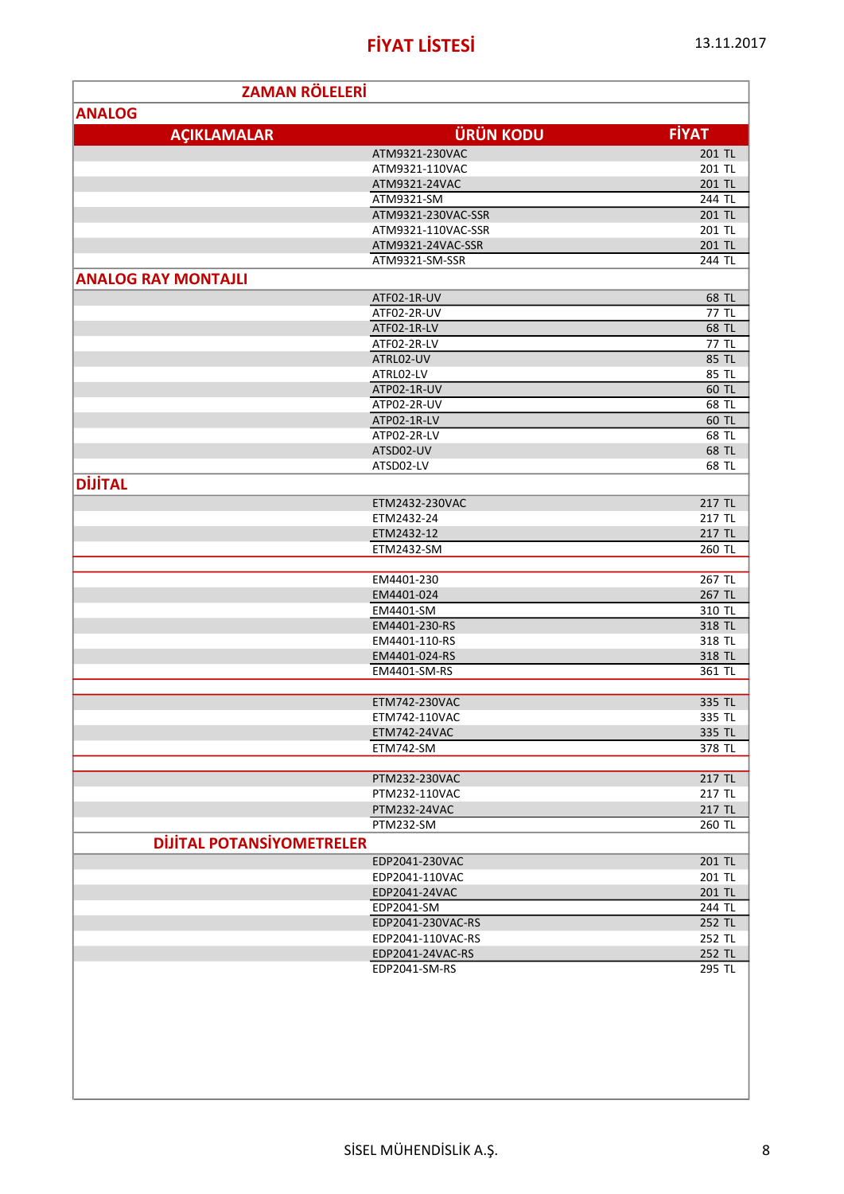# FİYAT LİSTESİ

13.11.2017

## ZAMAN RÖLELERİ

### ANALOG

| AÇIKLAMALAR | ÜRÜN KODU | FİYAT |
|---|---|---|
| | ATM9321-230VAC | 201 TL |
| | ATM9321-110VAC | 201 TL |
| | ATM9321-24VAC | 201 TL |
| | ATM9321-SM | 244 TL |
| | ATM9321-230VAC-SSR | 201 TL |
| | ATM9321-110VAC-SSR | 201 TL |
| | ATM9321-24VAC-SSR | 201 TL |
| | ATM9321-SM-SSR | 244 TL |

### ANALOG RAY MONTAJLI

| AÇIKLAMALAR | ÜRÜN KODU | FİYAT |
|---|---|---|
| | ATF02-1R-UV | 68 TL |
| | ATF02-2R-UV | 77 TL |
| | ATF02-1R-LV | 68 TL |
| | ATF02-2R-LV | 77 TL |
| | ATRL02-UV | 85 TL |
| | ATRL02-LV | 85 TL |
| | ATP02-1R-UV | 60 TL |
| | ATP02-2R-UV | 68 TL |
| | ATP02-1R-LV | 60 TL |
| | ATP02-2R-LV | 68 TL |
| | ATSD02-UV | 68 TL |
| | ATSD02-LV | 68 TL |

### DİJİTAL

| AÇIKLAMALAR | ÜRÜN KODU | FİYAT |
|---|---|---|
| | ETM2432-230VAC | 217 TL |
| | ETM2432-24 | 217 TL |
| | ETM2432-12 | 217 TL |
| | ETM2432-SM | 260 TL |
| | | |
| | EM4401-230 | 267 TL |
| | EM4401-024 | 267 TL |
| | EM4401-SM | 310 TL |
| | EM4401-230-RS | 318 TL |
| | EM4401-110-RS | 318 TL |
| | EM4401-024-RS | 318 TL |
| | EM4401-SM-RS | 361 TL |
| | | |
| | ETM742-230VAC | 335 TL |
| | ETM742-110VAC | 335 TL |
| | ETM742-24VAC | 335 TL |
| | ETM742-SM | 378 TL |
| | | |
| | PTM232-230VAC | 217 TL |
| | PTM232-110VAC | 217 TL |
| | PTM232-24VAC | 217 TL |
| | PTM232-SM | 260 TL |

### DİJİTAL POTANSİYOMETRELER

| AÇIKLAMALAR | ÜRÜN KODU | FİYAT |
|---|---|---|
| | EDP2041-230VAC | 201 TL |
| | EDP2041-110VAC | 201 TL |
| | EDP2041-24VAC | 201 TL |
| | EDP2041-SM | 244 TL |
| | EDP2041-230VAC-RS | 252 TL |
| | EDP2041-110VAC-RS | 252 TL |
| | EDP2041-24VAC-RS | 252 TL |
| | EDP2041-SM-RS | 295 TL |

SİSEL MÜHENDİSLİK A.Ş.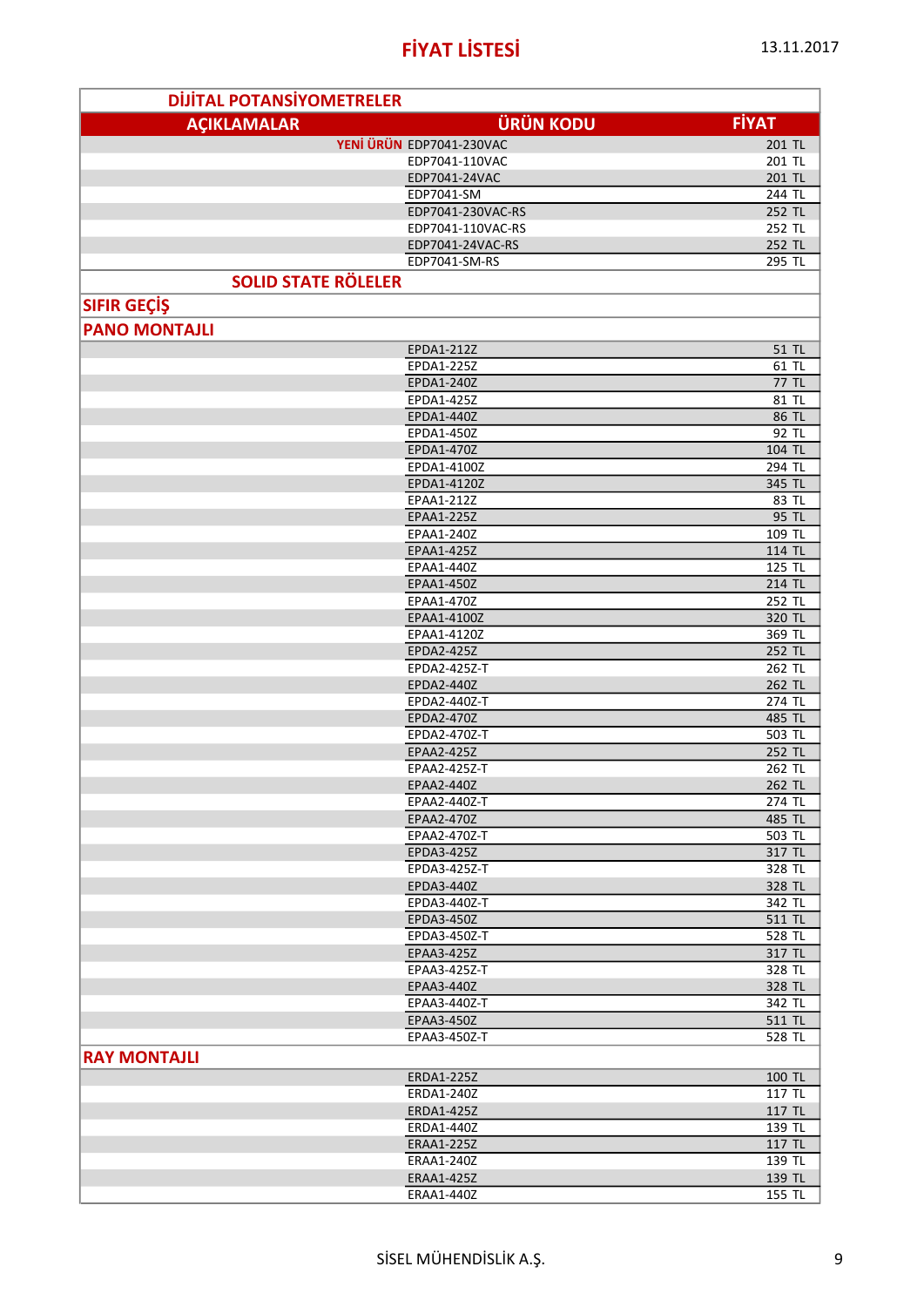# FİYAT LİSTESİ

13.11.2017

## DİJİTAL POTANSİYOMETRELER

| AÇIKLAMALAR | ÜRÜN KODU | FİYAT |
|---|---|---|
| YENİ ÜRÜN | EDP7041-230VAC | 201 TL |
| | EDP7041-110VAC | 201 TL |
| | EDP7041-24VAC | 201 TL |
| | EDP7041-SM | 244 TL |
| | EDP7041-230VAC-RS | 252 TL |
| | EDP7041-110VAC-RS | 252 TL |
| | EDP7041-24VAC-RS | 252 TL |
| | EDP7041-SM-RS | 295 TL |

## SOLID STATE RÖLELER

### SIFIR GEÇİŞ

#### PANO MONTAJLI

| AÇIKLAMALAR | ÜRÜN KODU | FİYAT |
|---|---|---|
| | EPDA1-212Z | 51 TL |
| | EPDA1-225Z | 61 TL |
| | EPDA1-240Z | 77 TL |
| | EPDA1-425Z | 81 TL |
| | EPDA1-440Z | 86 TL |
| | EPDA1-450Z | 92 TL |
| | EPDA1-470Z | 104 TL |
| | EPDA1-4100Z | 294 TL |
| | EPDA1-4120Z | 345 TL |
| | EPAA1-212Z | 83 TL |
| | EPAA1-225Z | 95 TL |
| | EPAA1-240Z | 109 TL |
| | EPAA1-425Z | 114 TL |
| | EPAA1-440Z | 125 TL |
| | EPAA1-450Z | 214 TL |
| | EPAA1-470Z | 252 TL |
| | EPAA1-4100Z | 320 TL |
| | EPAA1-4120Z | 369 TL |
| | EPDA2-425Z | 252 TL |
| | EPDA2-425Z-T | 262 TL |
| | EPDA2-440Z | 262 TL |
| | EPDA2-440Z-T | 274 TL |
| | EPDA2-470Z | 485 TL |
| | EPDA2-470Z-T | 503 TL |
| | EPAA2-425Z | 252 TL |
| | EPAA2-425Z-T | 262 TL |
| | EPAA2-440Z | 262 TL |
| | EPAA2-440Z-T | 274 TL |
| | EPAA2-470Z | 485 TL |
| | EPAA2-470Z-T | 503 TL |
| | EPDA3-425Z | 317 TL |
| | EPDA3-425Z-T | 328 TL |
| | EPDA3-440Z | 328 TL |
| | EPDA3-440Z-T | 342 TL |
| | EPDA3-450Z | 511 TL |
| | EPDA3-450Z-T | 528 TL |
| | EPAA3-425Z | 317 TL |
| | EPAA3-425Z-T | 328 TL |
| | EPAA3-440Z | 328 TL |
| | EPAA3-440Z-T | 342 TL |
| | EPAA3-450Z | 511 TL |
| | EPAA3-450Z-T | 528 TL |

#### RAY MONTAJLI

| AÇIKLAMALAR | ÜRÜN KODU | FİYAT |
|---|---|---|
| | ERDA1-225Z | 100 TL |
| | ERDA1-240Z | 117 TL |
| | ERDA1-425Z | 117 TL |
| | ERDA1-440Z | 139 TL |
| | ERAA1-225Z | 117 TL |
| | ERAA1-240Z | 139 TL |
| | ERAA1-425Z | 139 TL |
| | ERAA1-440Z | 155 TL |

SİSEL MÜHENDİSLİK A.Ş.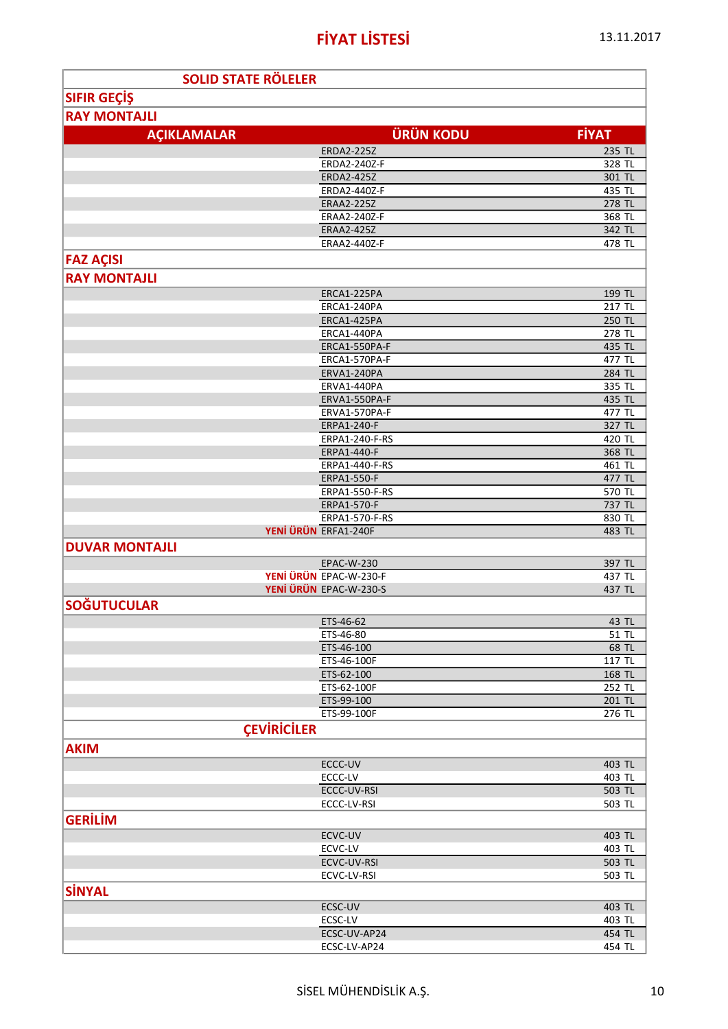# FİYAT LİSTESİ

13.11.2017

## SOLID STATE RÖLELER

### SIFIR GEÇİŞ

#### RAY MONTAJLI

| AÇIKLAMALAR | ÜRÜN KODU | FİYAT |
|---|---|---|
| | ERDA2-225Z | 235 TL |
| | ERDA2-240Z-F | 328 TL |
| | ERDA2-425Z | 301 TL |
| | ERDA2-440Z-F | 435 TL |
| | ERAA2-225Z | 278 TL |
| | ERAA2-240Z-F | 368 TL |
| | ERAA2-425Z | 342 TL |
| | ERAA2-440Z-F | 478 TL |

### FAZ AÇISI

#### RAY MONTAJLI

| AÇIKLAMALAR | ÜRÜN KODU | FİYAT |
|---|---|---|
| | ERCA1-225PA | 199 TL |
| | ERCA1-240PA | 217 TL |
| | ERCA1-425PA | 250 TL |
| | ERCA1-440PA | 278 TL |
| | ERCA1-550PA-F | 435 TL |
| | ERCA1-570PA-F | 477 TL |
| | ERVA1-240PA | 284 TL |
| | ERVA1-440PA | 335 TL |
| | ERVA1-550PA-F | 435 TL |
| | ERVA1-570PA-F | 477 TL |
| | ERPA1-240-F | 327 TL |
| | ERPA1-240-F-RS | 420 TL |
| | ERPA1-440-F | 368 TL |
| | ERPA1-440-F-RS | 461 TL |
| | ERPA1-550-F | 477 TL |
| | ERPA1-550-F-RS | 570 TL |
| | ERPA1-570-F | 737 TL |
| | ERPA1-570-F-RS | 830 TL |
| YENİ ÜRÜN | ERFA1-240F | 483 TL |

#### DUVAR MONTAJLI

| AÇIKLAMALAR | ÜRÜN KODU | FİYAT |
|---|---|---|
| | EPAC-W-230 | 397 TL |
| YENİ ÜRÜN | EPAC-W-230-F | 437 TL |
| YENİ ÜRÜN | EPAC-W-230-S | 437 TL |

### SOĞUTUCULAR

| AÇIKLAMALAR | ÜRÜN KODU | FİYAT |
|---|---|---|
| | ETS-46-62 | 43 TL |
| | ETS-46-80 | 51 TL |
| | ETS-46-100 | 68 TL |
| | ETS-46-100F | 117 TL |
| | ETS-62-100 | 168 TL |
| | ETS-62-100F | 252 TL |
| | ETS-99-100 | 201 TL |
| | ETS-99-100F | 276 TL |

## ÇEVİRİCİLER

### AKIM

| AÇIKLAMALAR | ÜRÜN KODU | FİYAT |
|---|---|---|
| | ECCC-UV | 403 TL |
| | ECCC-LV | 403 TL |
| | ECCC-UV-RSI | 503 TL |
| | ECCC-LV-RSI | 503 TL |

### GERİLİM

| AÇIKLAMALAR | ÜRÜN KODU | FİYAT |
|---|---|---|
| | ECVC-UV | 403 TL |
| | ECVC-LV | 403 TL |
| | ECVC-UV-RSI | 503 TL |
| | ECVC-LV-RSI | 503 TL |

### SİNYAL

| AÇIKLAMALAR | ÜRÜN KODU | FİYAT |
|---|---|---|
| | ECSC-UV | 403 TL |
| | ECSC-LV | 403 TL |
| | ECSC-UV-AP24 | 454 TL |
| | ECSC-LV-AP24 | 454 TL |

SİSEL MÜHENDİSLİK A.Ş.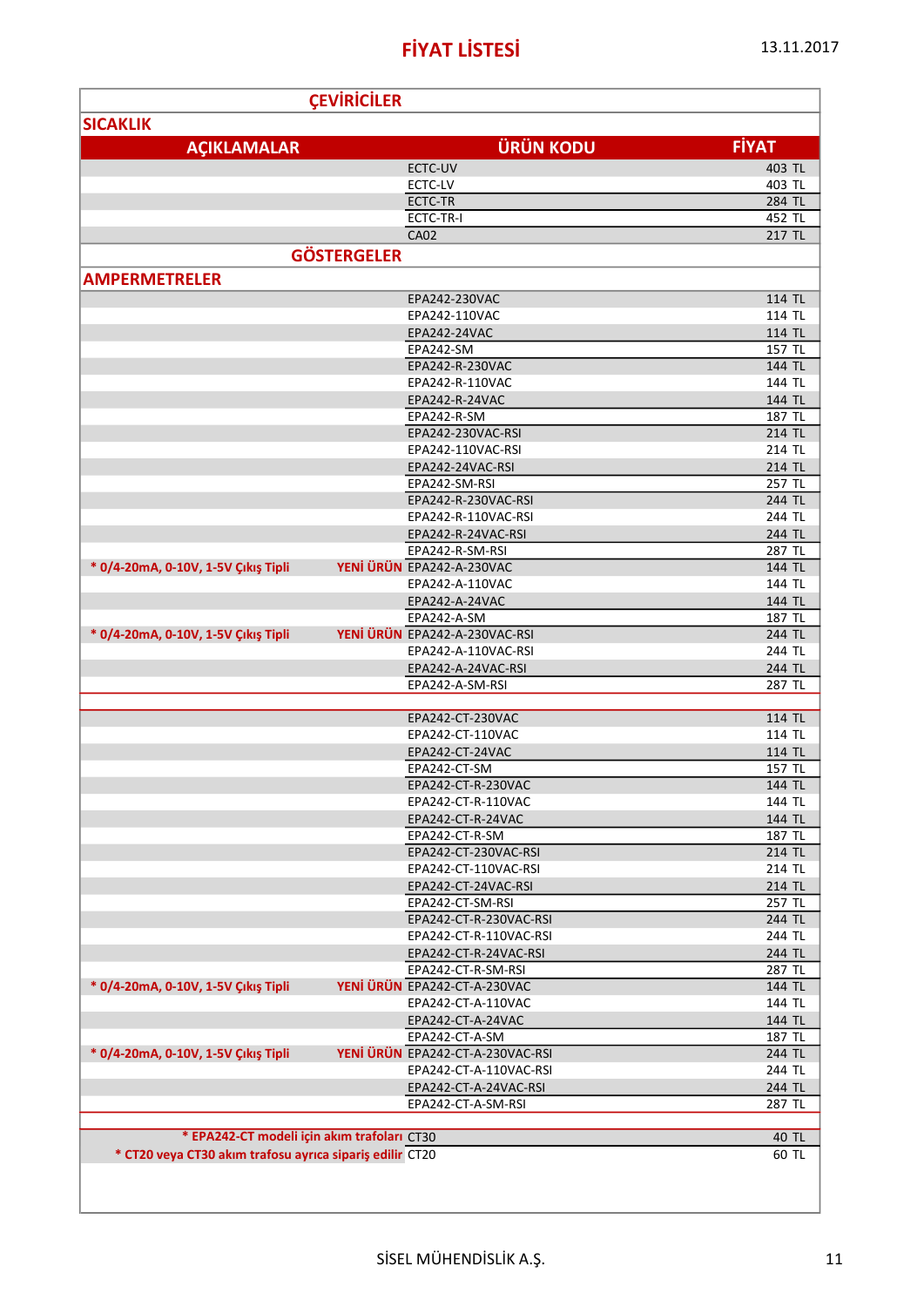# FİYAT LİSTESİ

13.11.2017

## ÇEVİRİCİLER

### SICAKLIK

| AÇIKLAMALAR | | ÜRÜN KODU | FİYAT |
|---|---|---|---|
| | | ECTC-UV | 403 TL |
| | | ECTC-LV | 403 TL |
| | | ECTC-TR | 284 TL |
| | | ECTC-TR-I | 452 TL |
| | | CA02 | 217 TL |

## GÖSTERGELER

### AMPERMETRELER

| AÇIKLAMALAR | | ÜRÜN KODU | FİYAT |
|---|---|---|---|
| | | EPA242-230VAC | 114 TL |
| | | EPA242-110VAC | 114 TL |
| | | EPA242-24VAC | 114 TL |
| | | EPA242-SM | 157 TL |
| | | EPA242-R-230VAC | 144 TL |
| | | EPA242-R-110VAC | 144 TL |
| | | EPA242-R-24VAC | 144 TL |
| | | EPA242-R-SM | 187 TL |
| | | EPA242-230VAC-RSI | 214 TL |
| | | EPA242-110VAC-RSI | 214 TL |
| | | EPA242-24VAC-RSI | 214 TL |
| | | EPA242-SM-RSI | 257 TL |
| | | EPA242-R-230VAC-RSI | 244 TL |
| | | EPA242-R-110VAC-RSI | 244 TL |
| | | EPA242-R-24VAC-RSI | 244 TL |
| | | EPA242-R-SM-RSI | 287 TL |
| * 0/4-20mA, 0-10V, 1-5V Çıkış Tipli | YENİ ÜRÜN | EPA242-A-230VAC | 144 TL |
| | | EPA242-A-110VAC | 144 TL |
| | | EPA242-A-24VAC | 144 TL |
| | | EPA242-A-SM | 187 TL |
| * 0/4-20mA, 0-10V, 1-5V Çıkış Tipli | YENİ ÜRÜN | EPA242-A-230VAC-RSI | 244 TL |
| | | EPA242-A-110VAC-RSI | 244 TL |
| | | EPA242-A-24VAC-RSI | 244 TL |
| | | EPA242-A-SM-RSI | 287 TL |
| | | | |
| | | EPA242-CT-230VAC | 114 TL |
| | | EPA242-CT-110VAC | 114 TL |
| | | EPA242-CT-24VAC | 114 TL |
| | | EPA242-CT-SM | 157 TL |
| | | EPA242-CT-R-230VAC | 144 TL |
| | | EPA242-CT-R-110VAC | 144 TL |
| | | EPA242-CT-R-24VAC | 144 TL |
| | | EPA242-CT-R-SM | 187 TL |
| | | EPA242-CT-230VAC-RSI | 214 TL |
| | | EPA242-CT-110VAC-RSI | 214 TL |
| | | EPA242-CT-24VAC-RSI | 214 TL |
| | | EPA242-CT-SM-RSI | 257 TL |
| | | EPA242-CT-R-230VAC-RSI | 244 TL |
| | | EPA242-CT-R-110VAC-RSI | 244 TL |
| | | EPA242-CT-R-24VAC-RSI | 244 TL |
| | | EPA242-CT-R-SM-RSI | 287 TL |
| * 0/4-20mA, 0-10V, 1-5V Çıkış Tipli | YENİ ÜRÜN | EPA242-CT-A-230VAC | 144 TL |
| | | EPA242-CT-A-110VAC | 144 TL |
| | | EPA242-CT-A-24VAC | 144 TL |
| | | EPA242-CT-A-SM | 187 TL |
| * 0/4-20mA, 0-10V, 1-5V Çıkış Tipli | YENİ ÜRÜN | EPA242-CT-A-230VAC-RSI | 244 TL |
| | | EPA242-CT-A-110VAC-RSI | 244 TL |
| | | EPA242-CT-A-24VAC-RSI | 244 TL |
| | | EPA242-CT-A-SM-RSI | 287 TL |
| | | | |
| * EPA242-CT modeli için akım trafoları | | CT30 | 40 TL |
| * CT20 veya CT30 akım trafosu ayrıca sipariş edilir | | CT20 | 60 TL |

SİSEL MÜHENDİSLİK A.Ş.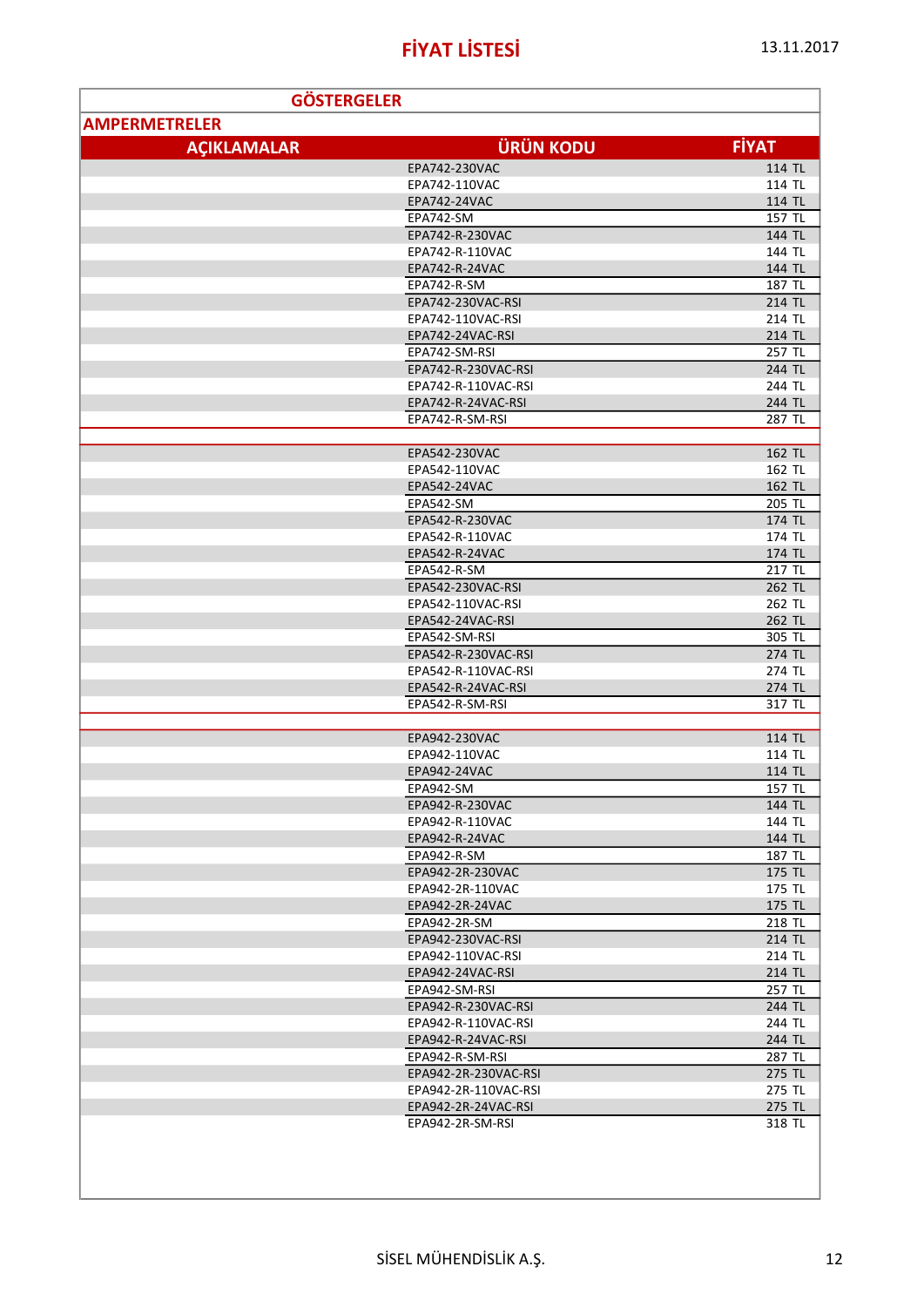# FİYAT LİSTESİ

13.11.2017

## GÖSTERGELER

### AMPERMETRELER

| AÇIKLAMALAR | ÜRÜN KODU | FİYAT |
|---|---|---|
| | EPA742-230VAC | 114 TL |
| | EPA742-110VAC | 114 TL |
| | EPA742-24VAC | 114 TL |
| | EPA742-SM | 157 TL |
| | EPA742-R-230VAC | 144 TL |
| | EPA742-R-110VAC | 144 TL |
| | EPA742-R-24VAC | 144 TL |
| | EPA742-R-SM | 187 TL |
| | EPA742-230VAC-RSI | 214 TL |
| | EPA742-110VAC-RSI | 214 TL |
| | EPA742-24VAC-RSI | 214 TL |
| | EPA742-SM-RSI | 257 TL |
| | EPA742-R-230VAC-RSI | 244 TL |
| | EPA742-R-110VAC-RSI | 244 TL |
| | EPA742-R-24VAC-RSI | 244 TL |
| | EPA742-R-SM-RSI | 287 TL |
| | | |
| | EPA542-230VAC | 162 TL |
| | EPA542-110VAC | 162 TL |
| | EPA542-24VAC | 162 TL |
| | EPA542-SM | 205 TL |
| | EPA542-R-230VAC | 174 TL |
| | EPA542-R-110VAC | 174 TL |
| | EPA542-R-24VAC | 174 TL |
| | EPA542-R-SM | 217 TL |
| | EPA542-230VAC-RSI | 262 TL |
| | EPA542-110VAC-RSI | 262 TL |
| | EPA542-24VAC-RSI | 262 TL |
| | EPA542-SM-RSI | 305 TL |
| | EPA542-R-230VAC-RSI | 274 TL |
| | EPA542-R-110VAC-RSI | 274 TL |
| | EPA542-R-24VAC-RSI | 274 TL |
| | EPA542-R-SM-RSI | 317 TL |
| | | |
| | EPA942-230VAC | 114 TL |
| | EPA942-110VAC | 114 TL |
| | EPA942-24VAC | 114 TL |
| | EPA942-SM | 157 TL |
| | EPA942-R-230VAC | 144 TL |
| | EPA942-R-110VAC | 144 TL |
| | EPA942-R-24VAC | 144 TL |
| | EPA942-R-SM | 187 TL |
| | EPA942-2R-230VAC | 175 TL |
| | EPA942-2R-110VAC | 175 TL |
| | EPA942-2R-24VAC | 175 TL |
| | EPA942-2R-SM | 218 TL |
| | EPA942-230VAC-RSI | 214 TL |
| | EPA942-110VAC-RSI | 214 TL |
| | EPA942-24VAC-RSI | 214 TL |
| | EPA942-SM-RSI | 257 TL |
| | EPA942-R-230VAC-RSI | 244 TL |
| | EPA942-R-110VAC-RSI | 244 TL |
| | EPA942-R-24VAC-RSI | 244 TL |
| | EPA942-R-SM-RSI | 287 TL |
| | EPA942-2R-230VAC-RSI | 275 TL |
| | EPA942-2R-110VAC-RSI | 275 TL |
| | EPA942-2R-24VAC-RSI | 275 TL |
| | EPA942-2R-SM-RSI | 318 TL |

SİSEL MÜHENDİSLİK A.Ş.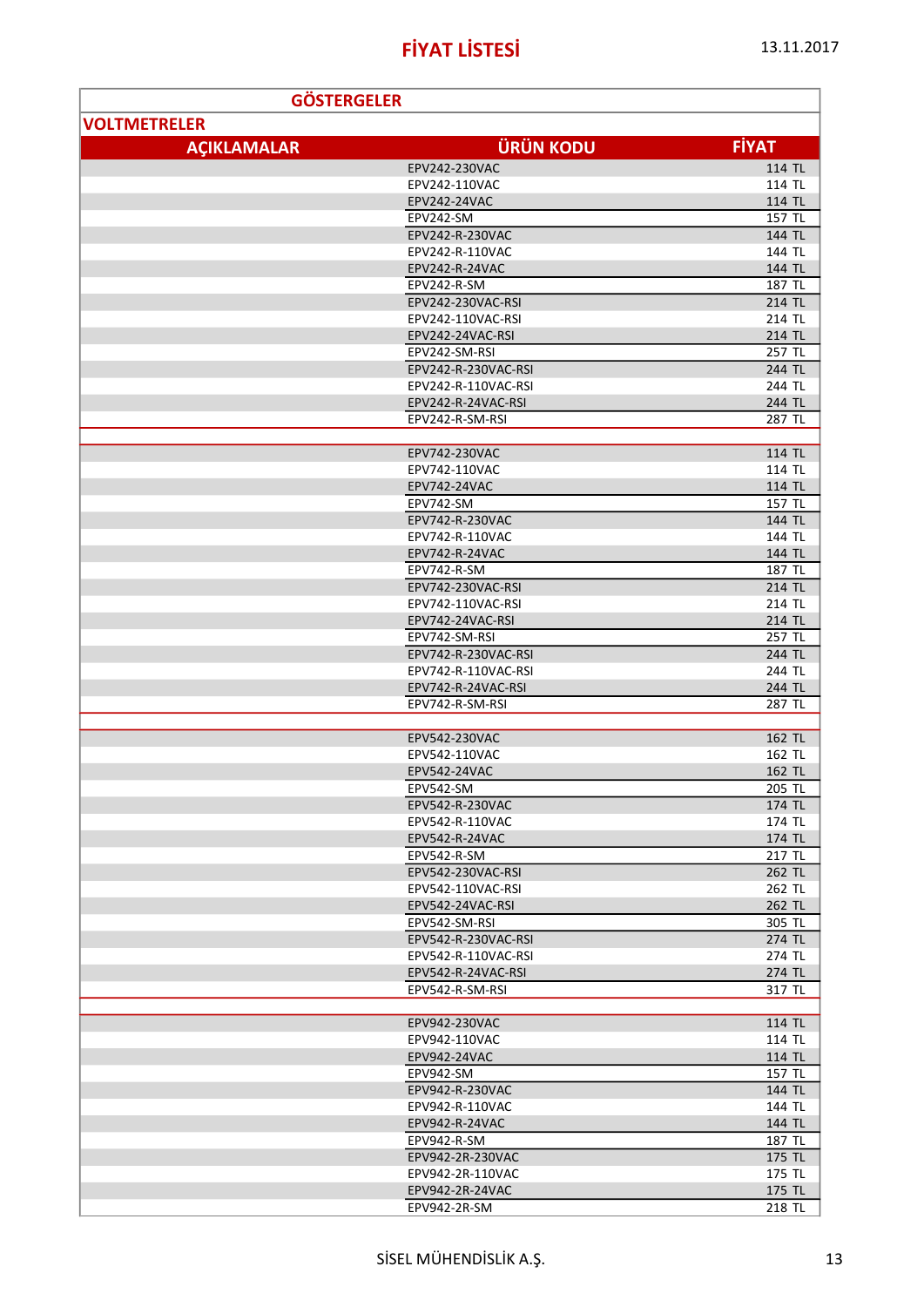# FİYAT LİSTESİ

13.11.2017

## GÖSTERGELER

### VOLTMETRELER

| AÇIKLAMALAR | ÜRÜN KODU | FİYAT |
|---|---|---|
| | EPV242-230VAC | 114 TL |
| | EPV242-110VAC | 114 TL |
| | EPV242-24VAC | 114 TL |
| | EPV242-SM | 157 TL |
| | EPV242-R-230VAC | 144 TL |
| | EPV242-R-110VAC | 144 TL |
| | EPV242-R-24VAC | 144 TL |
| | EPV242-R-SM | 187 TL |
| | EPV242-230VAC-RSI | 214 TL |
| | EPV242-110VAC-RSI | 214 TL |
| | EPV242-24VAC-RSI | 214 TL |
| | EPV242-SM-RSI | 257 TL |
| | EPV242-R-230VAC-RSI | 244 TL |
| | EPV242-R-110VAC-RSI | 244 TL |
| | EPV242-R-24VAC-RSI | 244 TL |
| | EPV242-R-SM-RSI | 287 TL |
| | | |
| | EPV742-230VAC | 114 TL |
| | EPV742-110VAC | 114 TL |
| | EPV742-24VAC | 114 TL |
| | EPV742-SM | 157 TL |
| | EPV742-R-230VAC | 144 TL |
| | EPV742-R-110VAC | 144 TL |
| | EPV742-R-24VAC | 144 TL |
| | EPV742-R-SM | 187 TL |
| | EPV742-230VAC-RSI | 214 TL |
| | EPV742-110VAC-RSI | 214 TL |
| | EPV742-24VAC-RSI | 214 TL |
| | EPV742-SM-RSI | 257 TL |
| | EPV742-R-230VAC-RSI | 244 TL |
| | EPV742-R-110VAC-RSI | 244 TL |
| | EPV742-R-24VAC-RSI | 244 TL |
| | EPV742-R-SM-RSI | 287 TL |
| | | |
| | EPV542-230VAC | 162 TL |
| | EPV542-110VAC | 162 TL |
| | EPV542-24VAC | 162 TL |
| | EPV542-SM | 205 TL |
| | EPV542-R-230VAC | 174 TL |
| | EPV542-R-110VAC | 174 TL |
| | EPV542-R-24VAC | 174 TL |
| | EPV542-R-SM | 217 TL |
| | EPV542-230VAC-RSI | 262 TL |
| | EPV542-110VAC-RSI | 262 TL |
| | EPV542-24VAC-RSI | 262 TL |
| | EPV542-SM-RSI | 305 TL |
| | EPV542-R-230VAC-RSI | 274 TL |
| | EPV542-R-110VAC-RSI | 274 TL |
| | EPV542-R-24VAC-RSI | 274 TL |
| | EPV542-R-SM-RSI | 317 TL |
| | | |
| | EPV942-230VAC | 114 TL |
| | EPV942-110VAC | 114 TL |
| | EPV942-24VAC | 114 TL |
| | EPV942-SM | 157 TL |
| | EPV942-R-230VAC | 144 TL |
| | EPV942-R-110VAC | 144 TL |
| | EPV942-R-24VAC | 144 TL |
| | EPV942-R-SM | 187 TL |
| | EPV942-2R-230VAC | 175 TL |
| | EPV942-2R-110VAC | 175 TL |
| | EPV942-2R-24VAC | 175 TL |
| | EPV942-2R-SM | 218 TL |

SİSEL MÜHENDİSLİK A.Ş.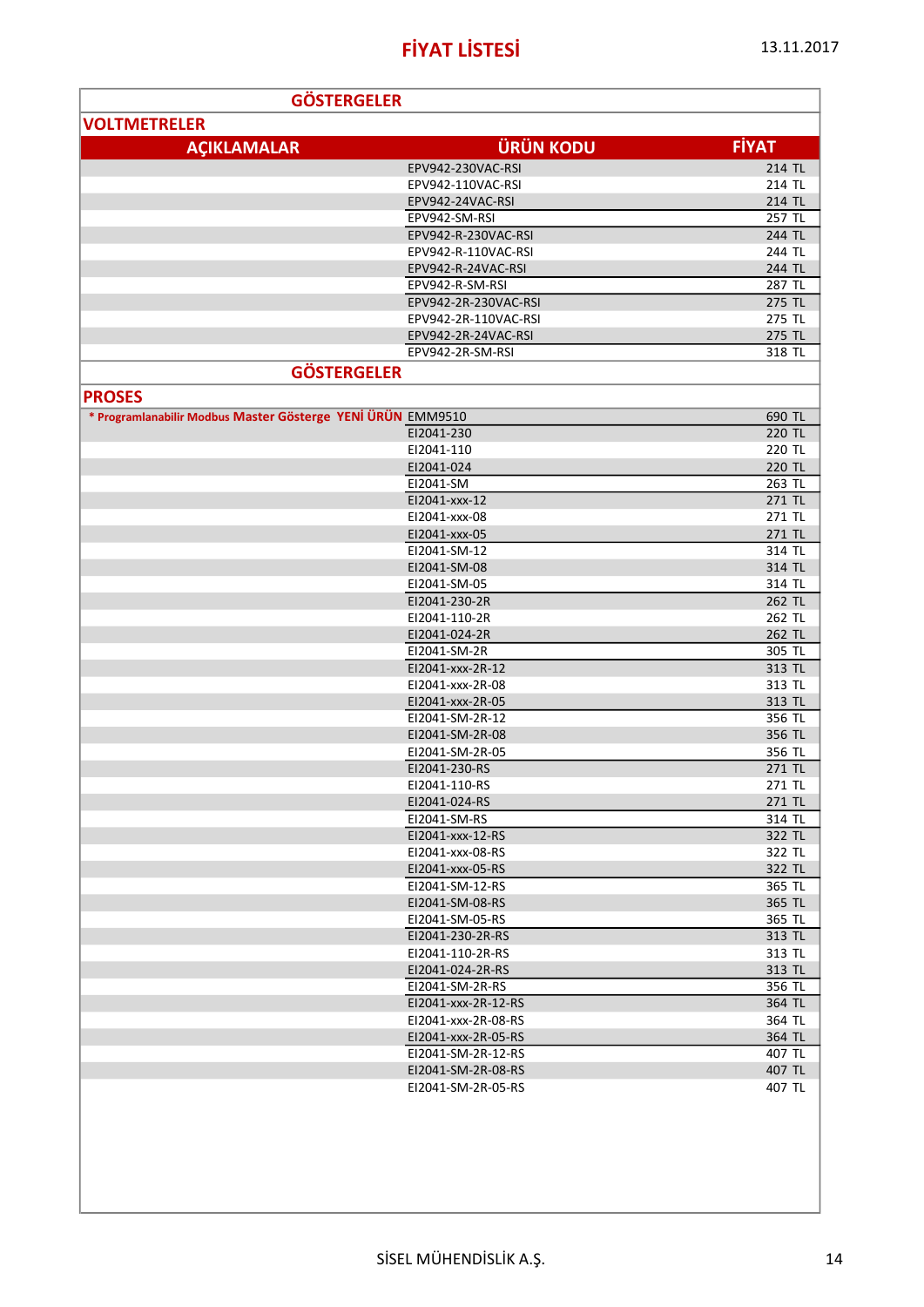# FİYAT LİSTESİ

13.11.2017

## GÖSTERGELER

### VOLTMETRELER

| AÇIKLAMALAR | ÜRÜN KODU | FİYAT |
|---|---|---|
| | EPV942-230VAC-RSI | 214 TL |
| | EPV942-110VAC-RSI | 214 TL |
| | EPV942-24VAC-RSI | 214 TL |
| | EPV942-SM-RSI | 257 TL |
| | EPV942-R-230VAC-RSI | 244 TL |
| | EPV942-R-110VAC-RSI | 244 TL |
| | EPV942-R-24VAC-RSI | 244 TL |
| | EPV942-R-SM-RSI | 287 TL |
| | EPV942-2R-230VAC-RSI | 275 TL |
| | EPV942-2R-110VAC-RSI | 275 TL |
| | EPV942-2R-24VAC-RSI | 275 TL |
| | EPV942-2R-SM-RSI | 318 TL |

## GÖSTERGELER

### PROSES

| AÇIKLAMALAR | ÜRÜN KODU | FİYAT |
|---|---|---|
| * Programlanabilir Modbus Master Gösterge YENİ ÜRÜN | EMM9510 | 690 TL |
| | EI2041-230 | 220 TL |
| | EI2041-110 | 220 TL |
| | EI2041-024 | 220 TL |
| | EI2041-SM | 263 TL |
| | EI2041-xxx-12 | 271 TL |
| | EI2041-xxx-08 | 271 TL |
| | EI2041-xxx-05 | 271 TL |
| | EI2041-SM-12 | 314 TL |
| | EI2041-SM-08 | 314 TL |
| | EI2041-SM-05 | 314 TL |
| | EI2041-230-2R | 262 TL |
| | EI2041-110-2R | 262 TL |
| | EI2041-024-2R | 262 TL |
| | EI2041-SM-2R | 305 TL |
| | EI2041-xxx-2R-12 | 313 TL |
| | EI2041-xxx-2R-08 | 313 TL |
| | EI2041-xxx-2R-05 | 313 TL |
| | EI2041-SM-2R-12 | 356 TL |
| | EI2041-SM-2R-08 | 356 TL |
| | EI2041-SM-2R-05 | 356 TL |
| | EI2041-230-RS | 271 TL |
| | EI2041-110-RS | 271 TL |
| | EI2041-024-RS | 271 TL |
| | EI2041-SM-RS | 314 TL |
| | EI2041-xxx-12-RS | 322 TL |
| | EI2041-xxx-08-RS | 322 TL |
| | EI2041-xxx-05-RS | 322 TL |
| | EI2041-SM-12-RS | 365 TL |
| | EI2041-SM-08-RS | 365 TL |
| | EI2041-SM-05-RS | 365 TL |
| | EI2041-230-2R-RS | 313 TL |
| | EI2041-110-2R-RS | 313 TL |
| | EI2041-024-2R-RS | 313 TL |
| | EI2041-SM-2R-RS | 356 TL |
| | EI2041-xxx-2R-12-RS | 364 TL |
| | EI2041-xxx-2R-08-RS | 364 TL |
| | EI2041-xxx-2R-05-RS | 364 TL |
| | EI2041-SM-2R-12-RS | 407 TL |
| | EI2041-SM-2R-08-RS | 407 TL |
| | EI2041-SM-2R-05-RS | 407 TL |

SİSEL MÜHENDİSLİK A.Ş.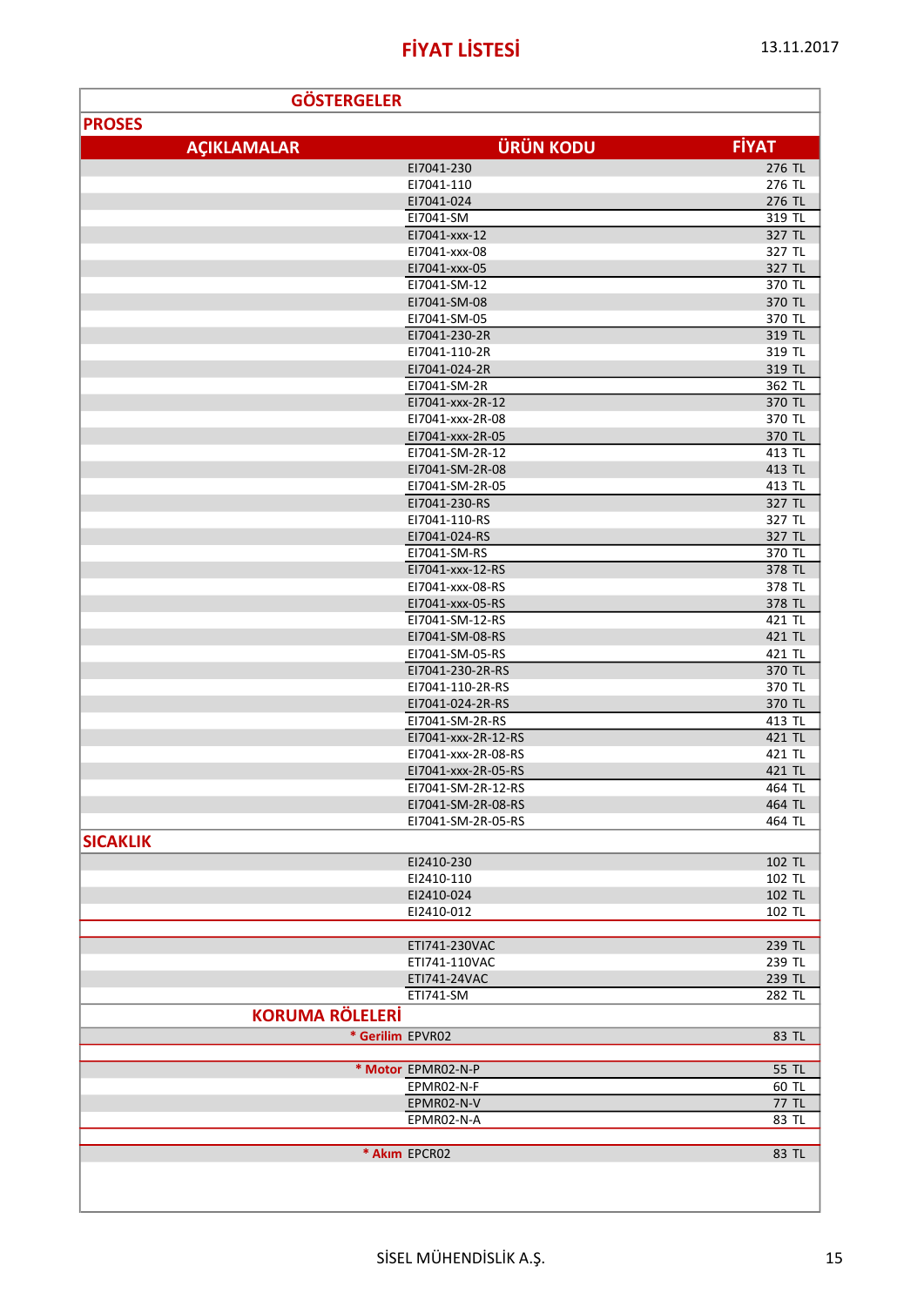# FİYAT LİSTESİ

13.11.2017

## GÖSTERGELER

### PROSES

| AÇIKLAMALAR | ÜRÜN KODU | FİYAT |
|---|---|---|
| | EI7041-230 | 276 TL |
| | EI7041-110 | 276 TL |
| | EI7041-024 | 276 TL |
| | EI7041-SM | 319 TL |
| | EI7041-xxx-12 | 327 TL |
| | EI7041-xxx-08 | 327 TL |
| | EI7041-xxx-05 | 327 TL |
| | EI7041-SM-12 | 370 TL |
| | EI7041-SM-08 | 370 TL |
| | EI7041-SM-05 | 370 TL |
| | EI7041-230-2R | 319 TL |
| | EI7041-110-2R | 319 TL |
| | EI7041-024-2R | 319 TL |
| | EI7041-SM-2R | 362 TL |
| | EI7041-xxx-2R-12 | 370 TL |
| | EI7041-xxx-2R-08 | 370 TL |
| | EI7041-xxx-2R-05 | 370 TL |
| | EI7041-SM-2R-12 | 413 TL |
| | EI7041-SM-2R-08 | 413 TL |
| | EI7041-SM-2R-05 | 413 TL |
| | EI7041-230-RS | 327 TL |
| | EI7041-110-RS | 327 TL |
| | EI7041-024-RS | 327 TL |
| | EI7041-SM-RS | 370 TL |
| | EI7041-xxx-12-RS | 378 TL |
| | EI7041-xxx-08-RS | 378 TL |
| | EI7041-xxx-05-RS | 378 TL |
| | EI7041-SM-12-RS | 421 TL |
| | EI7041-SM-08-RS | 421 TL |
| | EI7041-SM-05-RS | 421 TL |
| | EI7041-230-2R-RS | 370 TL |
| | EI7041-110-2R-RS | 370 TL |
| | EI7041-024-2R-RS | 370 TL |
| | EI7041-SM-2R-RS | 413 TL |
| | EI7041-xxx-2R-12-RS | 421 TL |
| | EI7041-xxx-2R-08-RS | 421 TL |
| | EI7041-xxx-2R-05-RS | 421 TL |
| | EI7041-SM-2R-12-RS | 464 TL |
| | EI7041-SM-2R-08-RS | 464 TL |
| | EI7041-SM-2R-05-RS | 464 TL |

### SICAKLIK

| AÇIKLAMALAR | ÜRÜN KODU | FİYAT |
|---|---|---|
| | EI2410-230 | 102 TL |
| | EI2410-110 | 102 TL |
| | EI2410-024 | 102 TL |
| | EI2410-012 | 102 TL |
| | | |
| | ETI741-230VAC | 239 TL |
| | ETI741-110VAC | 239 TL |
| | ETI741-24VAC | 239 TL |
| | ETI741-SM | 282 TL |

## KORUMA RÖLELERİ

| AÇIKLAMALAR | ÜRÜN KODU | FİYAT |
|---|---|---|
| * Gerilim | EPVR02 | 83 TL |
| | | |
| * Motor | EPMR02-N-P | 55 TL |
| | EPMR02-N-F | 60 TL |
| | EPMR02-N-V | 77 TL |
| | EPMR02-N-A | 83 TL |
| | | |
| * Akım | EPCR02 | 83 TL |

SİSEL MÜHENDİSLİK A.Ş.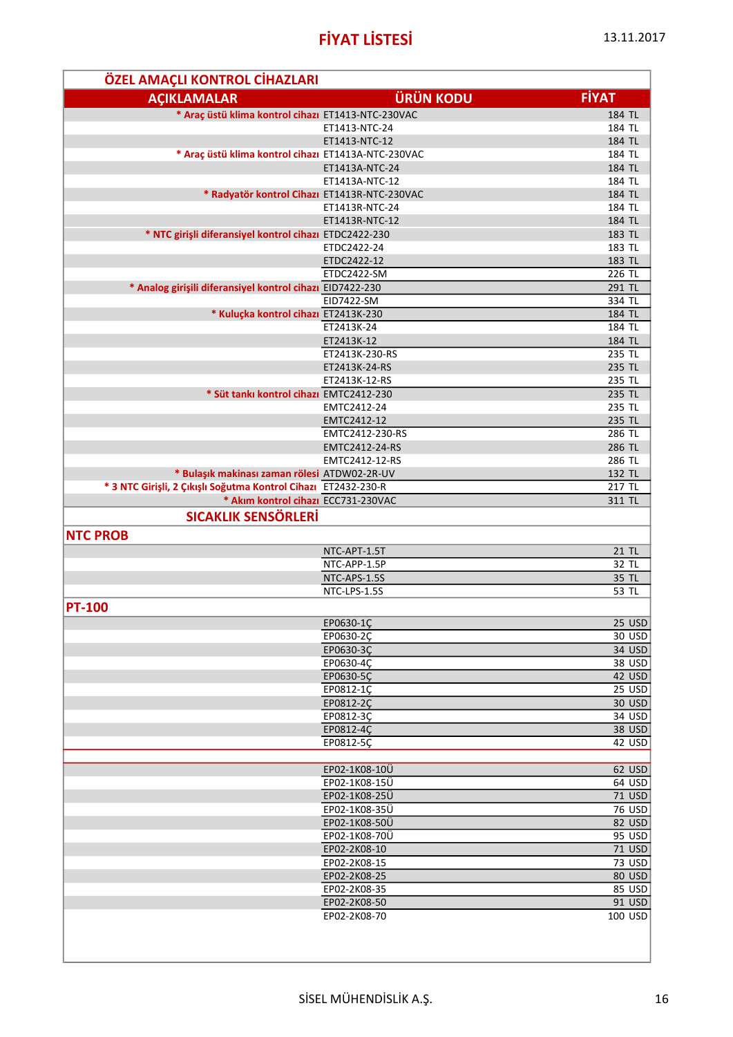# FİYAT LİSTESİ

13.11.2017

## ÖZEL AMAÇLI KONTROL CİHAZLARI

| AÇIKLAMALAR | ÜRÜN KODU | FİYAT |
|---|---|---|
| * Araç üstü klima kontrol cihazı | ET1413-NTC-230VAC | 184 TL |
| | ET1413-NTC-24 | 184 TL |
| | ET1413-NTC-12 | 184 TL |
| * Araç üstü klima kontrol cihazı | ET1413A-NTC-230VAC | 184 TL |
| | ET1413A-NTC-24 | 184 TL |
| | ET1413A-NTC-12 | 184 TL |
| * Radyatör kontrol Cihazı | ET1413R-NTC-230VAC | 184 TL |
| | ET1413R-NTC-24 | 184 TL |
| | ET1413R-NTC-12 | 184 TL |
| * NTC girişli diferansiyel kontrol cihazı | ETDC2422-230 | 183 TL |
| | ETDC2422-24 | 183 TL |
| | ETDC2422-12 | 183 TL |
| | ETDC2422-SM | 226 TL |
| * Analog girişili diferansiyel kontrol cihazı | EID7422-230 | 291 TL |
| | EID7422-SM | 334 TL |
| * Kuluçka kontrol cihazı | ET2413K-230 | 184 TL |
| | ET2413K-24 | 184 TL |
| | ET2413K-12 | 184 TL |
| | ET2413K-230-RS | 235 TL |
| | ET2413K-24-RS | 235 TL |
| | ET2413K-12-RS | 235 TL |
| * Süt tankı kontrol cihazı | EMTC2412-230 | 235 TL |
| | EMTC2412-24 | 235 TL |
| | EMTC2412-12 | 235 TL |
| | EMTC2412-230-RS | 286 TL |
| | EMTC2412-24-RS | 286 TL |
| | EMTC2412-12-RS | 286 TL |
| * Bulaşık makinası zaman rölesi | ATDW02-2R-UV | 132 TL |
| * 3 NTC Girişli, 2 Çıkışlı Soğutma Kontrol Cihazı | ET2432-230-R | 217 TL |
| * Akım kontrol cihazı | ECC731-230VAC | 311 TL |

## SICAKLIK SENSÖRLERİ

### NTC PROB

| | ÜRÜN KODU | FİYAT |
|---|---|---|
| | NTC-APT-1.5T | 21 TL |
| | NTC-APP-1.5P | 32 TL |
| | NTC-APS-1.5S | 35 TL |
| | NTC-LPS-1.5S | 53 TL |

### PT-100

| | ÜRÜN KODU | FİYAT |
|---|---|---|
| | EP0630-1Ç | 25 USD |
| | EP0630-2Ç | 30 USD |
| | EP0630-3Ç | 34 USD |
| | EP0630-4Ç | 38 USD |
| | EP0630-5Ç | 42 USD |
| | EP0812-1Ç | 25 USD |
| | EP0812-2Ç | 30 USD |
| | EP0812-3Ç | 34 USD |
| | EP0812-4Ç | 38 USD |
| | EP0812-5Ç | 42 USD |
| | | |
| | EP02-1K08-10Ü | 62 USD |
| | EP02-1K08-15Ü | 64 USD |
| | EP02-1K08-25Ü | 71 USD |
| | EP02-1K08-35Ü | 76 USD |
| | EP02-1K08-50Ü | 82 USD |
| | EP02-1K08-70Ü | 95 USD |
| | EP02-2K08-10 | 71 USD |
| | EP02-2K08-15 | 73 USD |
| | EP02-2K08-25 | 80 USD |
| | EP02-2K08-35 | 85 USD |
| | EP02-2K08-50 | 91 USD |
| | EP02-2K08-70 | 100 USD |

SİSEL MÜHENDİSLİK A.Ş.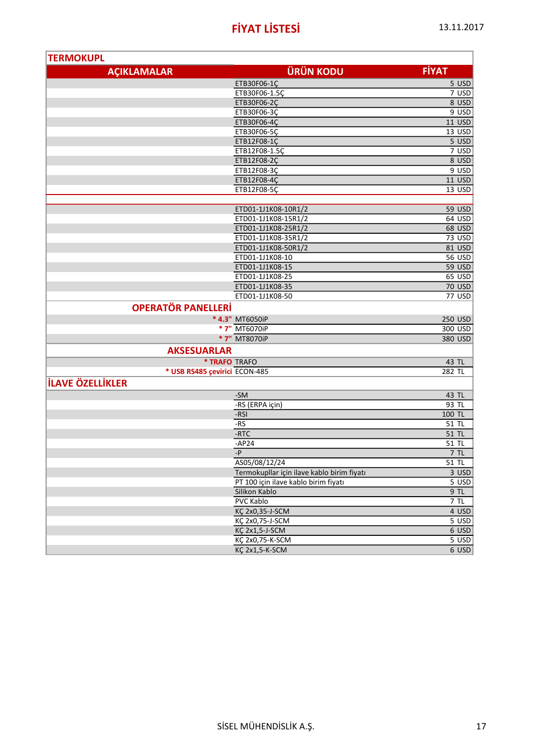# FİYAT LİSTESİ

13.11.2017

## TERMOKUPL

| AÇIKLAMALAR | ÜRÜN KODU | FİYAT |
|---|---|---|
| | ETB30F06-1Ç | 5 USD |
| | ETB30F06-1.5Ç | 7 USD |
| | ETB30F06-2Ç | 8 USD |
| | ETB30F06-3Ç | 9 USD |
| | ETB30F06-4Ç | 11 USD |
| | ETB30F06-5Ç | 13 USD |
| | ETB12F08-1Ç | 5 USD |
| | ETB12F08-1.5Ç | 7 USD |
| | ETB12F08-2Ç | 8 USD |
| | ETB12F08-3Ç | 9 USD |
| | ETB12F08-4Ç | 11 USD |
| | ETB12F08-5Ç | 13 USD |
| | | |
| | ETD01-1J1K08-10R1/2 | 59 USD |
| | ETD01-1J1K08-15R1/2 | 64 USD |
| | ETD01-1J1K08-25R1/2 | 68 USD |
| | ETD01-1J1K08-35R1/2 | 73 USD |
| | ETD01-1J1K08-50R1/2 | 81 USD |
| | ETD01-1J1K08-10 | 56 USD |
| | ETD01-1J1K08-15 | 59 USD |
| | ETD01-1J1K08-25 | 65 USD |
| | ETD01-1J1K08-35 | 70 USD |
| | ETD01-1J1K08-50 | 77 USD |
| **OPERATÖR PANELLERİ** | | |
| * 4.3" | MT6050iP | 250 USD |
| * 7" | MT6070iP | 300 USD |
| * 7" | MT8070iP | 380 USD |
| **AKSESUARLAR** | | |
| * TRAFO | TRAFO | 43 TL |
| * USB RS485 çevirici | ECON-485 | 282 TL |
| **İLAVE ÖZELLİKLER** | | |
| | -SM | 43 TL |
| | -RS (ERPA için) | 93 TL |
| | -RSI | 100 TL |
| | -RS | 51 TL |
| | -RTC | 51 TL |
| | -AP24 | 51 TL |
| | -P | 7 TL |
| | AS05/08/12/24 | 51 TL |
| | Termokupllar için ilave kablo birim fiyatı | 3 USD |
| | PT 100 için ilave kablo birim fiyatı | 5 USD |
| | Silikon Kablo | 9 TL |
| | PVC Kablo | 7 TL |
| | KÇ 2x0,35-J-SCM | 4 USD |
| | KÇ 2x0,75-J-SCM | 5 USD |
| | KÇ 2x1,5-J-SCM | 6 USD |
| | KÇ 2x0,75-K-SCM | 5 USD |
| | KÇ 2x1,5-K-SCM | 6 USD |

SİSEL MÜHENDİSLİK A.Ş.